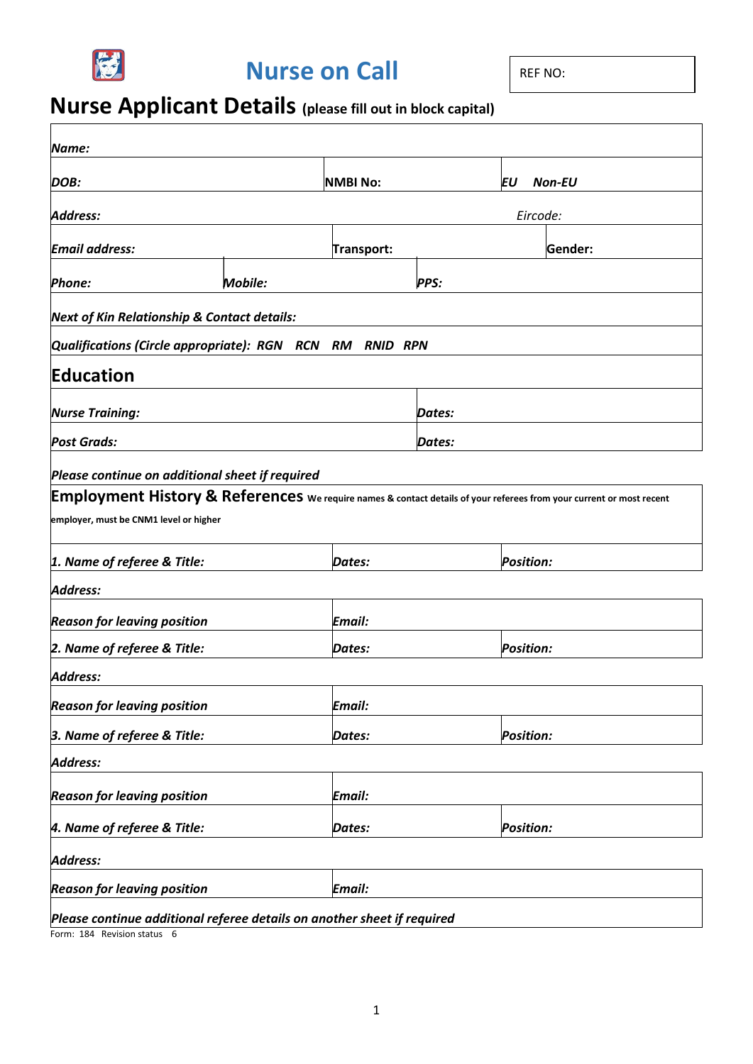# Nurse on Call

REF NO:

## Nurse Applicant Details (please fill out in block capital)

| | | |
|---|---|---|
| ***Name:*** | | |
| ***DOB:*** | **NMBI No:** | ***EU Non-EU*** |
| ***Address:*** | | *Eircode:* |
| ***Email address:*** | **Transport:** | **Gender:** |
| ***Phone:*** ***Mobile:*** | ***PPS:*** | |
| ***Next of Kin Relationship & Contact details:*** | | |
| ***Qualifications (Circle appropriate): RGN RCN RM RNID RPN*** | | |

## Education

| | |
|---|---|
| ***Nurse Training:*** | ***Dates:*** |
| ***Post Grads:*** | ***Dates:*** |

***Please continue on additional sheet if required***

## Employment History & References

**We require names & contact details of your referees from your current or most recent employer, must be CNM1 level or higher**

| | | |
|---|---|---|
| ***1. Name of referee & Title:*** | ***Dates:*** | ***Position:*** |
| ***Address:*** | | |
| ***Reason for leaving position*** | ***Email:*** | |
| ***2. Name of referee & Title:*** | ***Dates:*** | ***Position:*** |
| ***Address:*** | | |
| ***Reason for leaving position*** | ***Email:*** | |
| ***3. Name of referee & Title:*** | ***Dates:*** | ***Position:*** |
| ***Address:*** | | |
| ***Reason for leaving position*** | ***Email:*** | |
| ***4. Name of referee & Title:*** | ***Dates:*** | ***Position:*** |
| ***Address:*** | | |
| ***Reason for leaving position*** | ***Email:*** | |

***Please continue additional referee details on another sheet if required***

Form: 184 Revision status 6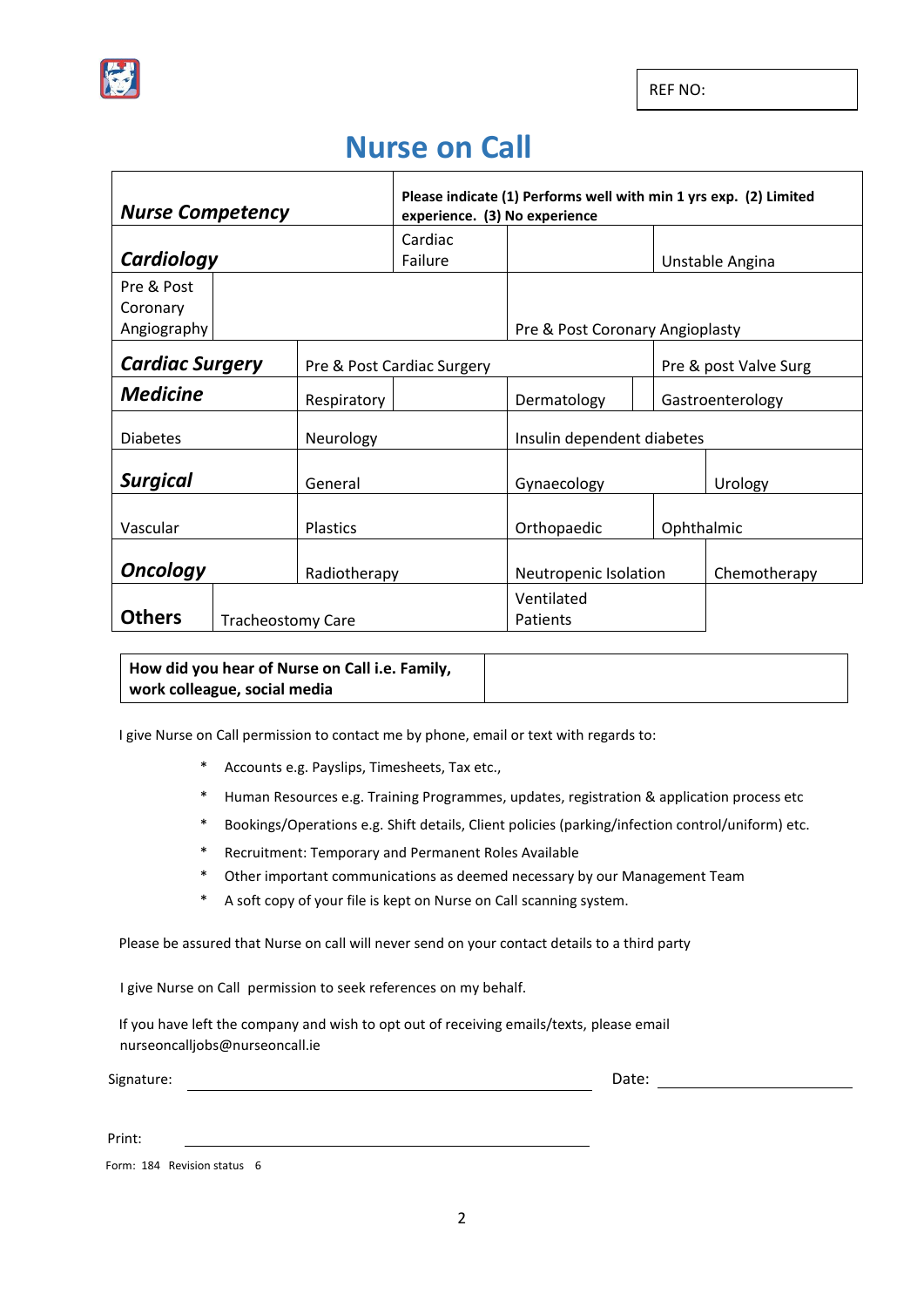REF NO:

# Nurse on Call

| ***Nurse Competency*** | | | **Please indicate (1) Performs well with min 1 yrs exp. (2) Limited experience. (3) No experience** | | | |
|---|---|---|---|---|---|---|
| ***Cardiology*** | | | Cardiac Failure | | Unstable Angina | |
| Pre & Post Coronary Angiography | | | | Pre & Post Coronary Angioplasty | | |
| ***Cardiac Surgery*** | | Pre & Post Cardiac Surgery | | | Pre & post Valve Surg | |
| ***Medicine*** | | Respiratory | | Dermatology | | Gastroenterology |
| Diabetes | | Neurology | | Insulin dependent diabetes | | |
| ***Surgical*** | | General | | Gynaecology | | Urology |
| Vascular | | Plastics | | Orthopaedic | Ophthalmic | |
| ***Oncology*** | | Radiotherapy | | Neutropenic Isolation | | Chemotherapy |
| **Others** | Tracheostomy Care | | | Ventilated Patients | | |

| **How did you hear of Nurse on Call i.e. Family, work colleague, social media** | |
|---|---|

I give Nurse on Call permission to contact me by phone, email or text with regards to:

* Accounts e.g. Payslips, Timesheets, Tax etc.,
* Human Resources e.g. Training Programmes, updates, registration & application process etc
* Bookings/Operations e.g. Shift details, Client policies (parking/infection control/uniform) etc.
* Recruitment: Temporary and Permanent Roles Available
* Other important communications as deemed necessary by our Management Team
* A soft copy of your file is kept on Nurse on Call scanning system.

Please be assured that Nurse on call will never send on your contact details to a third party

I give Nurse on Call permission to seek references on my behalf.

If you have left the company and wish to opt out of receiving emails/texts, please email nurseoncalljobs@nurseoncall.ie

Signature: ______________________________ Date: ______________

Print: ______________________________

Form: 184 Revision status 6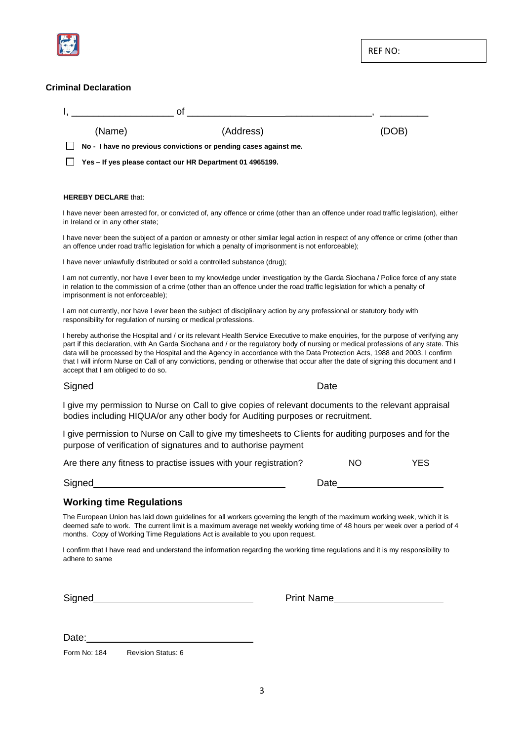REF NO:

**Criminal Declaration**

I, ____________________ of ___________________________________, __________

(Name) (Address) (DOB)

☐ **No - I have no previous convictions or pending cases against me.**

☐ **Yes – If yes please contact our HR Department 01 4965199.**

**HEREBY DECLARE** that:

I have never been arrested for, or convicted of, any offence or crime (other than an offence under road traffic legislation), either in Ireland or in any other state;

I have never been the subject of a pardon or amnesty or other similar legal action in respect of any offence or crime (other than an offence under road traffic legislation for which a penalty of imprisonment is not enforceable);

I have never unlawfully distributed or sold a controlled substance (drug);

I am not currently, nor have I ever been to my knowledge under investigation by the Garda Siochana / Police force of any state in relation to the commission of a crime (other than an offence under the road traffic legislation for which a penalty of imprisonment is not enforceable);

I am not currently, nor have I ever been the subject of disciplinary action by any professional or statutory body with responsibility for regulation of nursing or medical professions.

I hereby authorise the Hospital and / or its relevant Health Service Executive to make enquiries, for the purpose of verifying any part if this declaration, with An Garda Siochana and / or the regulatory body of nursing or medical professions of any state. This data will be processed by the Hospital and the Agency in accordance with the Data Protection Acts, 1988 and 2003. I confirm that I will inform Nurse on Call of any convictions, pending or otherwise that occur after the date of signing this document and I accept that I am obliged to do so.

Signed____________________________ Date____________________

I give my permission to Nurse on Call to give copies of relevant documents to the relevant appraisal bodies including HIQUA/or any other body for Auditing purposes or recruitment.

I give permission to Nurse on Call to give my timesheets to Clients for auditing purposes and for the purpose of verification of signatures and to authorise payment

Are there any fitness to practise issues with your registration? NO YES

Signed____________________________ Date____________________

## Working time Regulations

The European Union has laid down guidelines for all workers governing the length of the maximum working week, which it is deemed safe to work. The current limit is a maximum average net weekly working time of 48 hours per week over a period of 4 months. Copy of Working Time Regulations Act is available to you upon request.

I confirm that I have read and understand the information regarding the working time regulations and it is my responsibility to adhere to same

Signed____________________________ Print Name____________________

Date:____________________________

Form No: 184 Revision Status: 6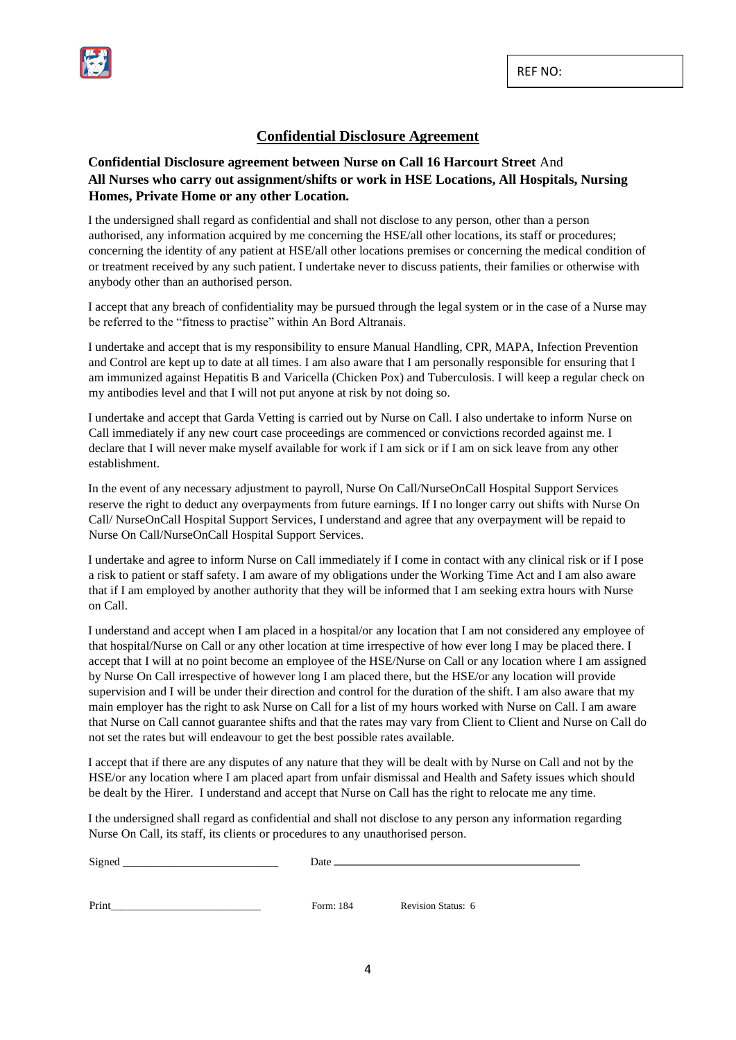REF NO:

## Confidential Disclosure Agreement

**Confidential Disclosure agreement between Nurse on Call 16 Harcourt Street** And **All Nurses who carry out assignment/shifts or work in HSE Locations, All Hospitals, Nursing Homes, Private Home or any other Location.**

I the undersigned shall regard as confidential and shall not disclose to any person, other than a person authorised, any information acquired by me concerning the HSE/all other locations, its staff or procedures; concerning the identity of any patient at HSE/all other locations premises or concerning the medical condition of or treatment received by any such patient. I undertake never to discuss patients, their families or otherwise with anybody other than an authorised person.

I accept that any breach of confidentiality may be pursued through the legal system or in the case of a Nurse may be referred to the "fitness to practise" within An Bord Altranais.

I undertake and accept that is my responsibility to ensure Manual Handling, CPR, MAPA, Infection Prevention and Control are kept up to date at all times. I am also aware that I am personally responsible for ensuring that I am immunized against Hepatitis B and Varicella (Chicken Pox) and Tuberculosis. I will keep a regular check on my antibodies level and that I will not put anyone at risk by not doing so.

I undertake and accept that Garda Vetting is carried out by Nurse on Call. I also undertake to inform Nurse on Call immediately if any new court case proceedings are commenced or convictions recorded against me. I declare that I will never make myself available for work if I am sick or if I am on sick leave from any other establishment.

In the event of any necessary adjustment to payroll, Nurse On Call/NurseOnCall Hospital Support Services reserve the right to deduct any overpayments from future earnings. If I no longer carry out shifts with Nurse On Call/ NurseOnCall Hospital Support Services, I understand and agree that any overpayment will be repaid to Nurse On Call/NurseOnCall Hospital Support Services.

I undertake and agree to inform Nurse on Call immediately if I come in contact with any clinical risk or if I pose a risk to patient or staff safety. I am aware of my obligations under the Working Time Act and I am also aware that if I am employed by another authority that they will be informed that I am seeking extra hours with Nurse on Call.

I understand and accept when I am placed in a hospital/or any location that I am not considered any employee of that hospital/Nurse on Call or any other location at time irrespective of how ever long I may be placed there. I accept that I will at no point become an employee of the HSE/Nurse on Call or any location where I am assigned by Nurse On Call irrespective of however long I am placed there, but the HSE/or any location will provide supervision and I will be under their direction and control for the duration of the shift. I am also aware that my main employer has the right to ask Nurse on Call for a list of my hours worked with Nurse on Call. I am aware that Nurse on Call cannot guarantee shifts and that the rates may vary from Client to Client and Nurse on Call do not set the rates but will endeavour to get the best possible rates available.

I accept that if there are any disputes of any nature that they will be dealt with by Nurse on Call and not by the HSE/or any location where I am placed apart from unfair dismissal and Health and Safety issues which should be dealt by the Hirer. I understand and accept that Nurse on Call has the right to relocate me any time.

I the undersigned shall regard as confidential and shall not disclose to any person any information regarding Nurse On Call, its staff, its clients or procedures to any unauthorised person.

Signed ___________________________ Date ___________________________

Print___________________________ Form: 184 Revision Status: 6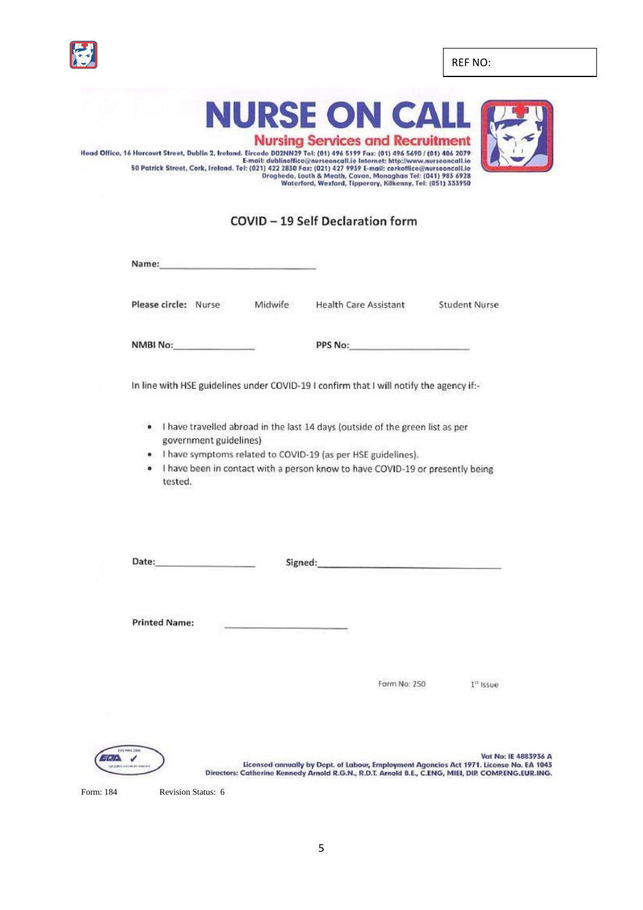REF NO:

# NURSE ON CALL

## Nursing Services and Recruitment

Head Office, 16 Harcourt Street, Dublin 2, Ireland. Eircode D02NN29 Tel: (01) 496 5199 Fax: (01) 496 5690 / (01) 406 2079
E-mail: dublinoffice@nurseoncall.ie Internet: http://www.nurseoncall.ie
50 Patrick Street, Cork, Ireland. Tel: (021) 422 2830 Fax: (021) 427 9939 E-mail: corkoffice@nurseoncall.ie
Drogheda, Louth & Meath, Cavan, Monaghan Tel: (041) 983 6928
Waterford, Wexford, Tipperary, Kilkenny, Tel: (051) 333950

## COVID – 19 Self Declaration form

**Name:** ______________________________

**Please circle:** Nurse    Midwife    Health Care Assistant    Student Nurse

**NMBI No:** ______________    **PPS No:** ______________________

In line with HSE guidelines under COVID-19 I confirm that I will notify the agency if:-

- I have travelled abroad in the last 14 days (outside of the green list as per government guidelines)
- I have symptoms related to COVID-19 (as per HSE guidelines).
- I have been in contact with a person know to have COVID-19 or presently being tested.

**Date:** ________________    **Signed:** ______________________________

**Printed Name:** ______________________

Form No: 250    1st Issue

Vat No: IE 4883936 A
Licensed annually by Dept. of Labour, Employment Agencies Act 1971. License No. EA 1043
Directors: Catherine Kennedy Arnold R.G.N., R.D.T. Arnold B.E., C.ENG, MIEI, DIP. COMP.ENG.EUR.ING.

Form: 184    Revision Status: 6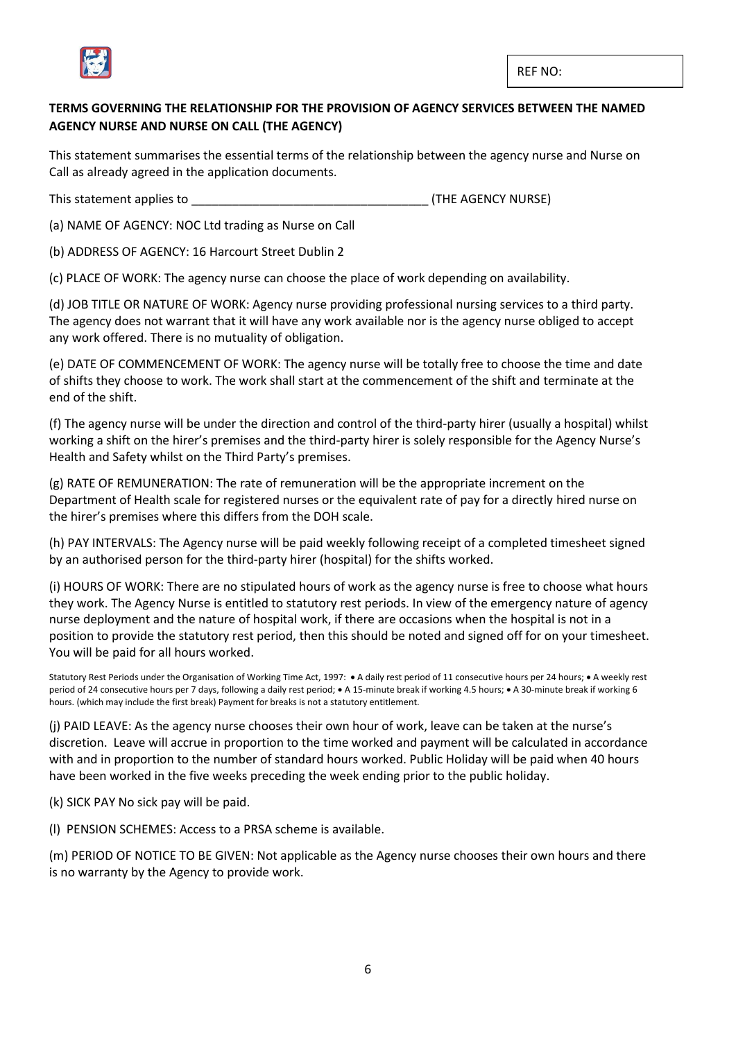REF NO:

**TERMS GOVERNING THE RELATIONSHIP FOR THE PROVISION OF AGENCY SERVICES BETWEEN THE NAMED AGENCY NURSE AND NURSE ON CALL (THE AGENCY)**

This statement summarises the essential terms of the relationship between the agency nurse and Nurse on Call as already agreed in the application documents.

This statement applies to ___________________________________ (THE AGENCY NURSE)

(a) NAME OF AGENCY: NOC Ltd trading as Nurse on Call

(b) ADDRESS OF AGENCY: 16 Harcourt Street Dublin 2

(c) PLACE OF WORK: The agency nurse can choose the place of work depending on availability.

(d) JOB TITLE OR NATURE OF WORK: Agency nurse providing professional nursing services to a third party. The agency does not warrant that it will have any work available nor is the agency nurse obliged to accept any work offered. There is no mutuality of obligation.

(e) DATE OF COMMENCEMENT OF WORK: The agency nurse will be totally free to choose the time and date of shifts they choose to work. The work shall start at the commencement of the shift and terminate at the end of the shift.

(f) The agency nurse will be under the direction and control of the third-party hirer (usually a hospital) whilst working a shift on the hirer's premises and the third-party hirer is solely responsible for the Agency Nurse's Health and Safety whilst on the Third Party's premises.

(g) RATE OF REMUNERATION: The rate of remuneration will be the appropriate increment on the Department of Health scale for registered nurses or the equivalent rate of pay for a directly hired nurse on the hirer's premises where this differs from the DOH scale.

(h) PAY INTERVALS: The Agency nurse will be paid weekly following receipt of a completed timesheet signed by an authorised person for the third-party hirer (hospital) for the shifts worked.

(i) HOURS OF WORK: There are no stipulated hours of work as the agency nurse is free to choose what hours they work. The Agency Nurse is entitled to statutory rest periods. In view of the emergency nature of agency nurse deployment and the nature of hospital work, if there are occasions when the hospital is not in a position to provide the statutory rest period, then this should be noted and signed off for on your timesheet. You will be paid for all hours worked.

Statutory Rest Periods under the Organisation of Working Time Act, 1997: • A daily rest period of 11 consecutive hours per 24 hours; • A weekly rest period of 24 consecutive hours per 7 days, following a daily rest period; • A 15-minute break if working 4.5 hours; • A 30-minute break if working 6 hours. (which may include the first break) Payment for breaks is not a statutory entitlement.

(j) PAID LEAVE: As the agency nurse chooses their own hour of work, leave can be taken at the nurse's discretion. Leave will accrue in proportion to the time worked and payment will be calculated in accordance with and in proportion to the number of standard hours worked. Public Holiday will be paid when 40 hours have been worked in the five weeks preceding the week ending prior to the public holiday.

(k) SICK PAY No sick pay will be paid.

(l) PENSION SCHEMES: Access to a PRSA scheme is available.

(m) PERIOD OF NOTICE TO BE GIVEN: Not applicable as the Agency nurse chooses their own hours and there is no warranty by the Agency to provide work.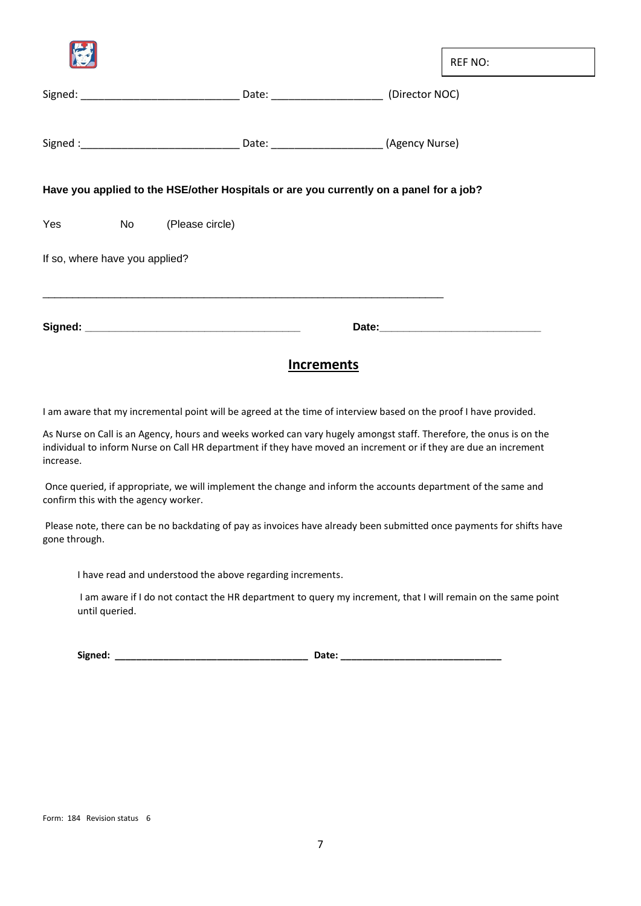REF NO:

Signed: ___________________________ Date: ___________________ (Director NOC)

Signed :___________________________ Date: ___________________ (Agency Nurse)

**Have you applied to the HSE/other Hospitals or are you currently on a panel for a job?**

Yes No (Please circle)

If so, where have you applied?

_____________________________________________________________________

**Signed: ____________________________________ Date:___________________________**

## Increments

I am aware that my incremental point will be agreed at the time of interview based on the proof I have provided.

As Nurse on Call is an Agency, hours and weeks worked can vary hugely amongst staff. Therefore, the onus is on the individual to inform Nurse on Call HR department if they have moved an increment or if they are due an increment increase.

Once queried, if appropriate, we will implement the change and inform the accounts department of the same and confirm this with the agency worker.

Please note, there can be no backdating of pay as invoices have already been submitted once payments for shifts have gone through.

I have read and understood the above regarding increments.

I am aware if I do not contact the HR department to query my increment, that I will remain on the same point until queried.

**Signed: ____________________________________ Date: ______________________________**

Form: 184 Revision status 6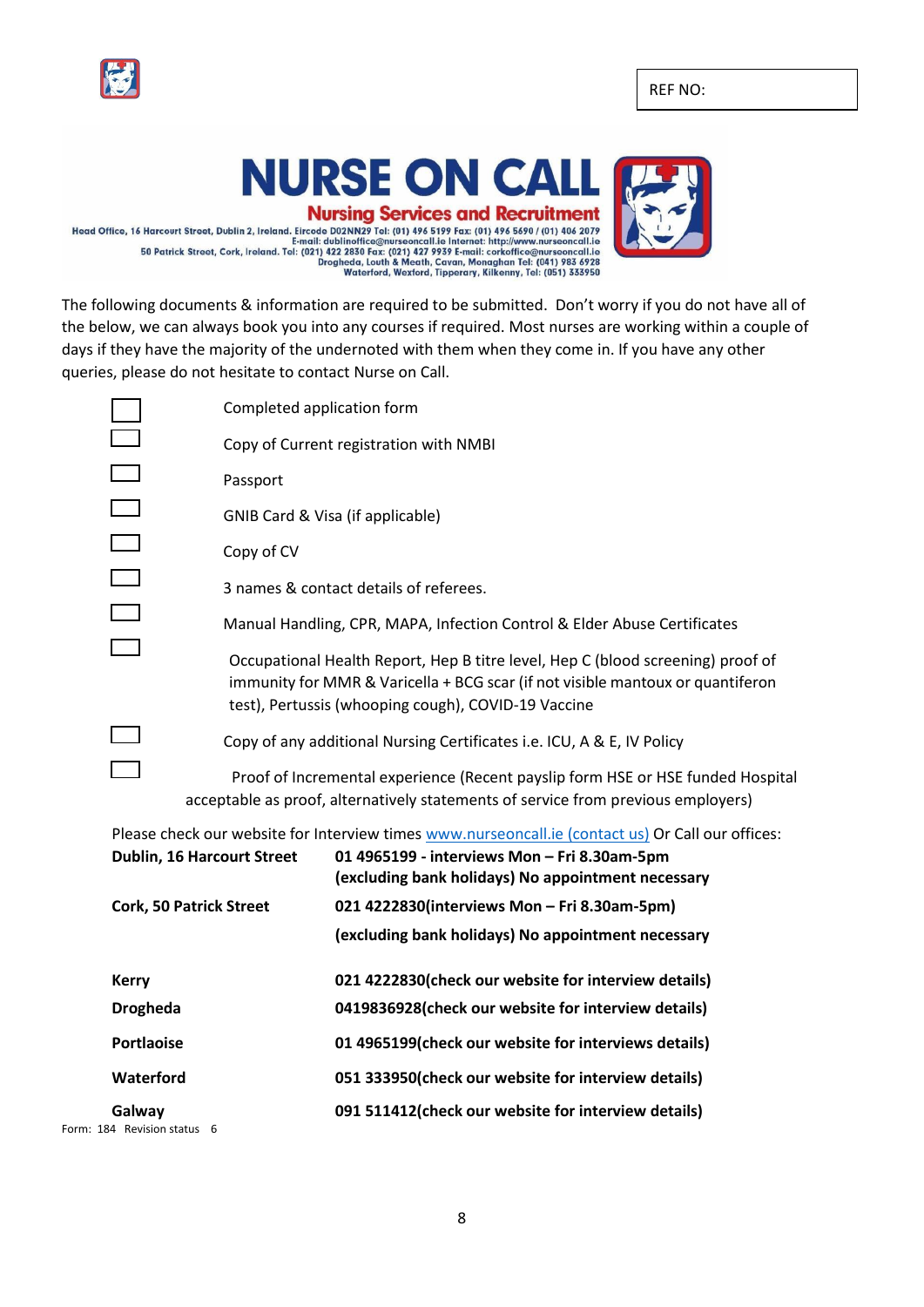REF NO:

# NURSE ON CALL

## Nursing Services and Recruitment

Head Office, 16 Harcourt Street, Dublin 2, Ireland. Eircode D02NN29 Tel: (01) 496 5199 Fax: (01) 496 5690 / (01) 406 2079
E-mail: dublinoffice@nurseoncall.ie Internet: http://www.nurseoncall.ie
50 Patrick Street, Cork, Ireland. Tel: (021) 422 2830 Fax: (021) 427 9939 E-mail: corkoffice@nurseoncall.ie
Drogheda, Louth & Meath, Cavan, Monaghan Tel: (041) 983 6928
Waterford, Wexford, Tipperary, Kilkenny, Tel: (051) 333950

The following documents & information are required to be submitted. Don't worry if you do not have all of the below, we can always book you into any courses if required. Most nurses are working within a couple of days if they have the majority of the undernoted with them when they come in. If you have any other queries, please do not hesitate to contact Nurse on Call.

- ☐ Completed application form
- ☐ Copy of Current registration with NMBI
- ☐ Passport
- ☐ GNIB Card & Visa (if applicable)
- ☐ Copy of CV
- ☐ 3 names & contact details of referees.
- ☐ Manual Handling, CPR, MAPA, Infection Control & Elder Abuse Certificates
- ☐ Occupational Health Report, Hep B titre level, Hep C (blood screening) proof of immunity for MMR & Varicella + BCG scar (if not visible mantoux or quantiferon test), Pertussis (whooping cough), COVID-19 Vaccine
- ☐ Copy of any additional Nursing Certificates i.e. ICU, A & E, IV Policy
- ☐ Proof of Incremental experience (Recent payslip form HSE or HSE funded Hospital acceptable as proof, alternatively statements of service from previous employers)

Please check our website for Interview times www.nurseoncall.ie (contact us) Or Call our offices:

| | |
|---|---|
| **Dublin, 16 Harcourt Street** | **01 4965199 - interviews Mon – Fri 8.30am-5pm (excluding bank holidays) No appointment necessary** |
| **Cork, 50 Patrick Street** | **021 4222830(interviews Mon – Fri 8.30am-5pm) (excluding bank holidays) No appointment necessary** |
| **Kerry** | **021 4222830(check our website for interview details)** |
| **Drogheda** | **0419836928(check our website for interview details)** |
| **Portlaoise** | **01 4965199(check our website for interviews details)** |
| **Waterford** | **051 333950(check our website for interview details)** |
| **Galway** | **091 511412(check our website for interview details)** |

Form: 184 Revision status 6